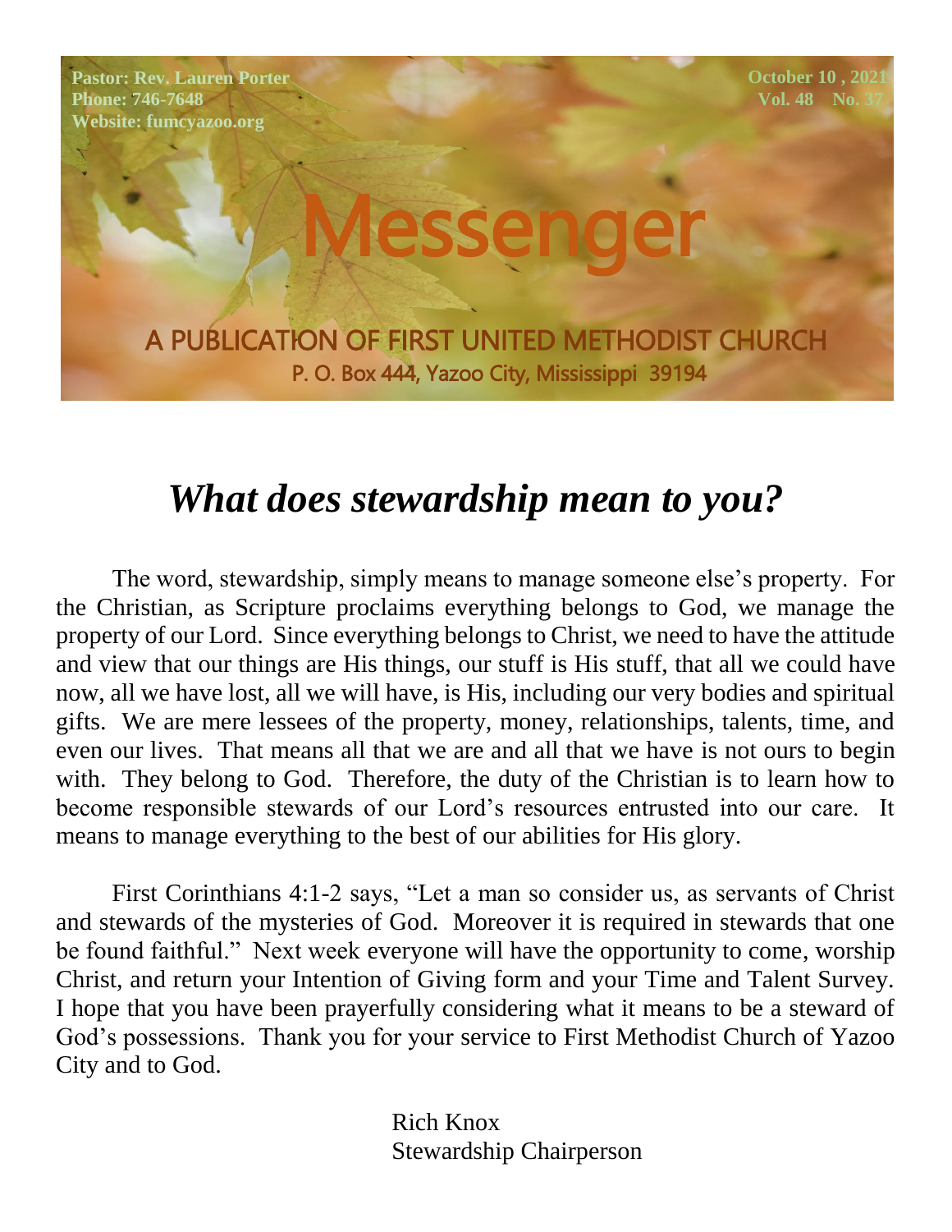Pastor: Rev. Lauren Porter
Phone: 746-7648
Website: fumcyazoo.org

October 10 , 2021
Vol. 48 No. 37

# Messenger

A PUBLICATION OF FIRST UNITED METHODIST CHURCH
P. O. Box 444, Yazoo City, Mississippi 39194

## *What does stewardship mean to you?*

The word, stewardship, simply means to manage someone else's property. For the Christian, as Scripture proclaims everything belongs to God, we manage the property of our Lord. Since everything belongs to Christ, we need to have the attitude and view that our things are His things, our stuff is His stuff, that all we could have now, all we have lost, all we will have, is His, including our very bodies and spiritual gifts. We are mere lessees of the property, money, relationships, talents, time, and even our lives. That means all that we are and all that we have is not ours to begin with. They belong to God. Therefore, the duty of the Christian is to learn how to become responsible stewards of our Lord's resources entrusted into our care. It means to manage everything to the best of our abilities for His glory.

First Corinthians 4:1-2 says, "Let a man so consider us, as servants of Christ and stewards of the mysteries of God. Moreover it is required in stewards that one be found faithful." Next week everyone will have the opportunity to come, worship Christ, and return your Intention of Giving form and your Time and Talent Survey. I hope that you have been prayerfully considering what it means to be a steward of God's possessions. Thank you for your service to First Methodist Church of Yazoo City and to God.

Rich Knox
Stewardship Chairperson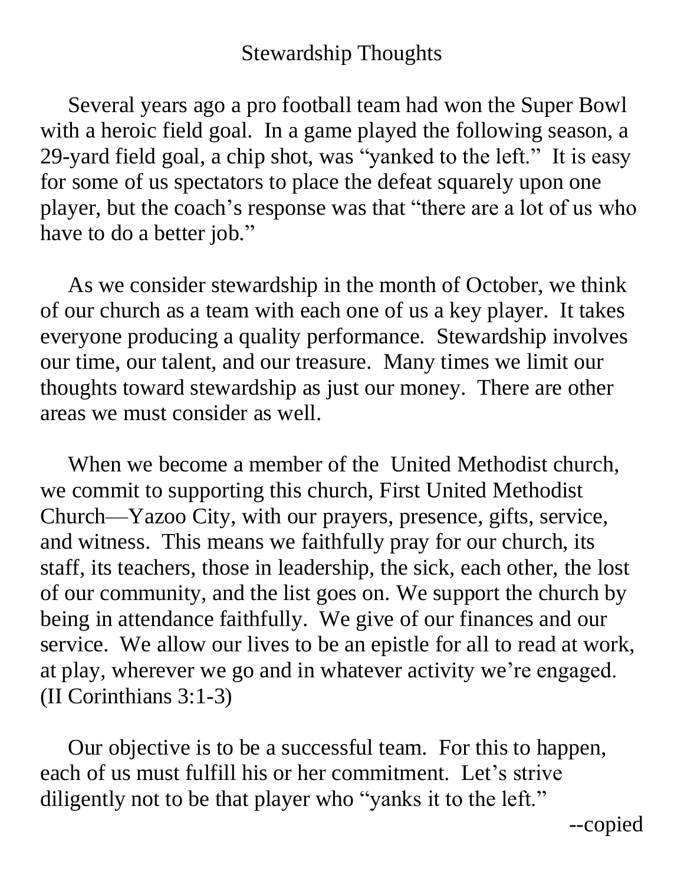# Stewardship Thoughts

Several years ago a pro football team had won the Super Bowl with a heroic field goal. In a game played the following season, a 29-yard field goal, a chip shot, was "yanked to the left." It is easy for some of us spectators to place the defeat squarely upon one player, but the coach's response was that "there are a lot of us who have to do a better job."

As we consider stewardship in the month of October, we think of our church as a team with each one of us a key player. It takes everyone producing a quality performance. Stewardship involves our time, our talent, and our treasure. Many times we limit our thoughts toward stewardship as just our money. There are other areas we must consider as well.

When we become a member of the United Methodist church, we commit to supporting this church, First United Methodist Church—Yazoo City, with our prayers, presence, gifts, service, and witness. This means we faithfully pray for our church, its staff, its teachers, those in leadership, the sick, each other, the lost of our community, and the list goes on. We support the church by being in attendance faithfully. We give of our finances and our service. We allow our lives to be an epistle for all to read at work, at play, wherever we go and in whatever activity we're engaged. (II Corinthians 3:1-3)

Our objective is to be a successful team. For this to happen, each of us must fulfill his or her commitment. Let's strive diligently not to be that player who "yanks it to the left."

--copied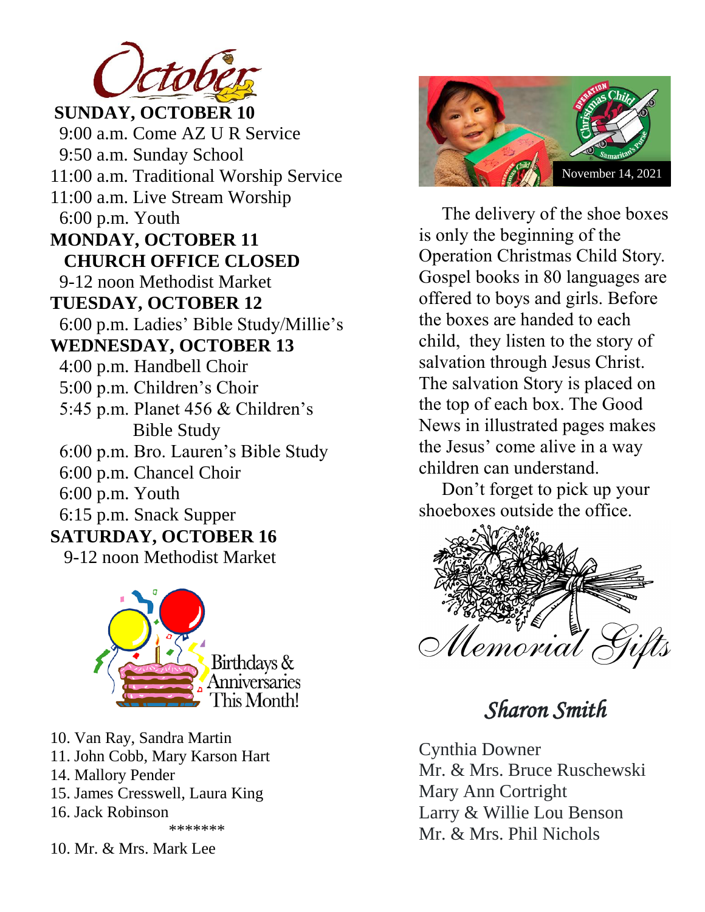# October

**SUNDAY, OCTOBER 10**

9:00 a.m. Come AZ U R Service
9:50 a.m. Sunday School
11:00 a.m. Traditional Worship Service
11:00 a.m. Live Stream Worship
6:00 p.m. Youth

**MONDAY, OCTOBER 11**

**CHURCH OFFICE CLOSED**

9-12 noon Methodist Market

**TUESDAY, OCTOBER 12**

6:00 p.m. Ladies' Bible Study/Millie's

**WEDNESDAY, OCTOBER 13**

4:00 p.m. Handbell Choir
5:00 p.m. Children's Choir
5:45 p.m. Planet 456 & Children's Bible Study
6:00 p.m. Bro. Lauren's Bible Study
6:00 p.m. Chancel Choir
6:00 p.m. Youth
6:15 p.m. Snack Supper

**SATURDAY, OCTOBER 16**

9-12 noon Methodist Market

## Birthdays & Anniversaries This Month!

10. Van Ray, Sandra Martin
11. John Cobb, Mary Karson Hart
14. Mallory Pender
15. James Cresswell, Laura King
16. Jack Robinson

*******

10. Mr. & Mrs. Mark Lee

## Operation Christmas Child

November 14, 2021

The delivery of the shoe boxes is only the beginning of the Operation Christmas Child Story. Gospel books in 80 languages are offered to boys and girls. Before the boxes are handed to each child, they listen to the story of salvation through Jesus Christ. The salvation Story is placed on the top of each box. The Good News in illustrated pages makes the Jesus' come alive in a way children can understand.

Don't forget to pick up your shoeboxes outside the office.

## Memorial Gifts

### *Sharon Smith*

Cynthia Downer
Mr. & Mrs. Bruce Ruschewski
Mary Ann Cortright
Larry & Willie Lou Benson
Mr. & Mrs. Phil Nichols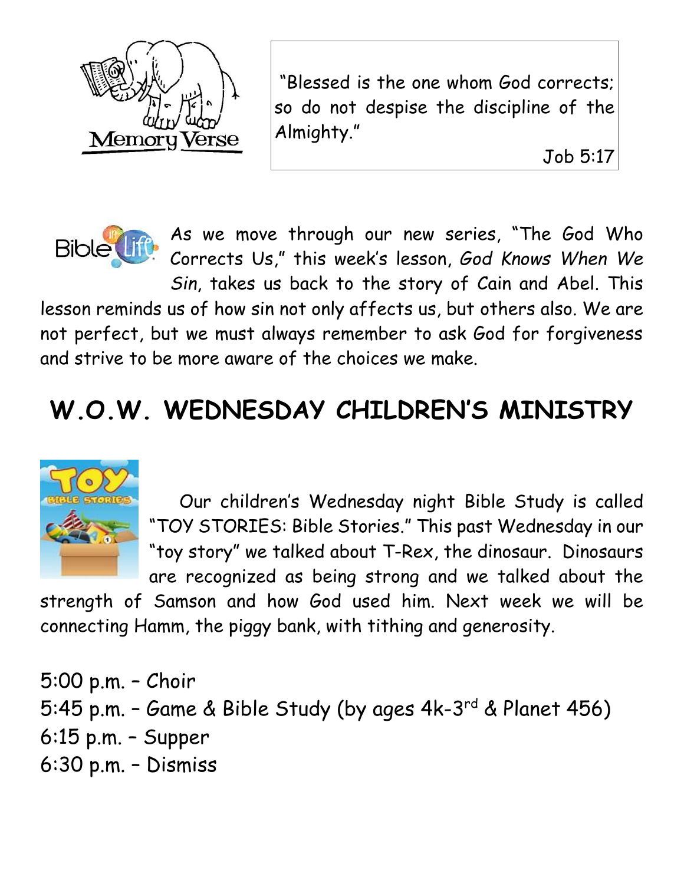Memory Verse

"Blessed is the one whom God corrects; so do not despise the discipline of the Almighty."

Job 5:17

As we move through our new series, "The God Who Corrects Us," this week's lesson, *God Knows When We Sin*, takes us back to the story of Cain and Abel. This lesson reminds us of how sin not only affects us, but others also. We are not perfect, but we must always remember to ask God for forgiveness and strive to be more aware of the choices we make.

# W.O.W. WEDNESDAY CHILDREN'S MINISTRY

Our children's Wednesday night Bible Study is called "TOY STORIES: Bible Stories." This past Wednesday in our "toy story" we talked about T-Rex, the dinosaur. Dinosaurs are recognized as being strong and we talked about the strength of Samson and how God used him. Next week we will be connecting Hamm, the piggy bank, with tithing and generosity.

5:00 p.m. – Choir
5:45 p.m. – Game & Bible Study (by ages 4k-3rd & Planet 456)
6:15 p.m. – Supper
6:30 p.m. – Dismiss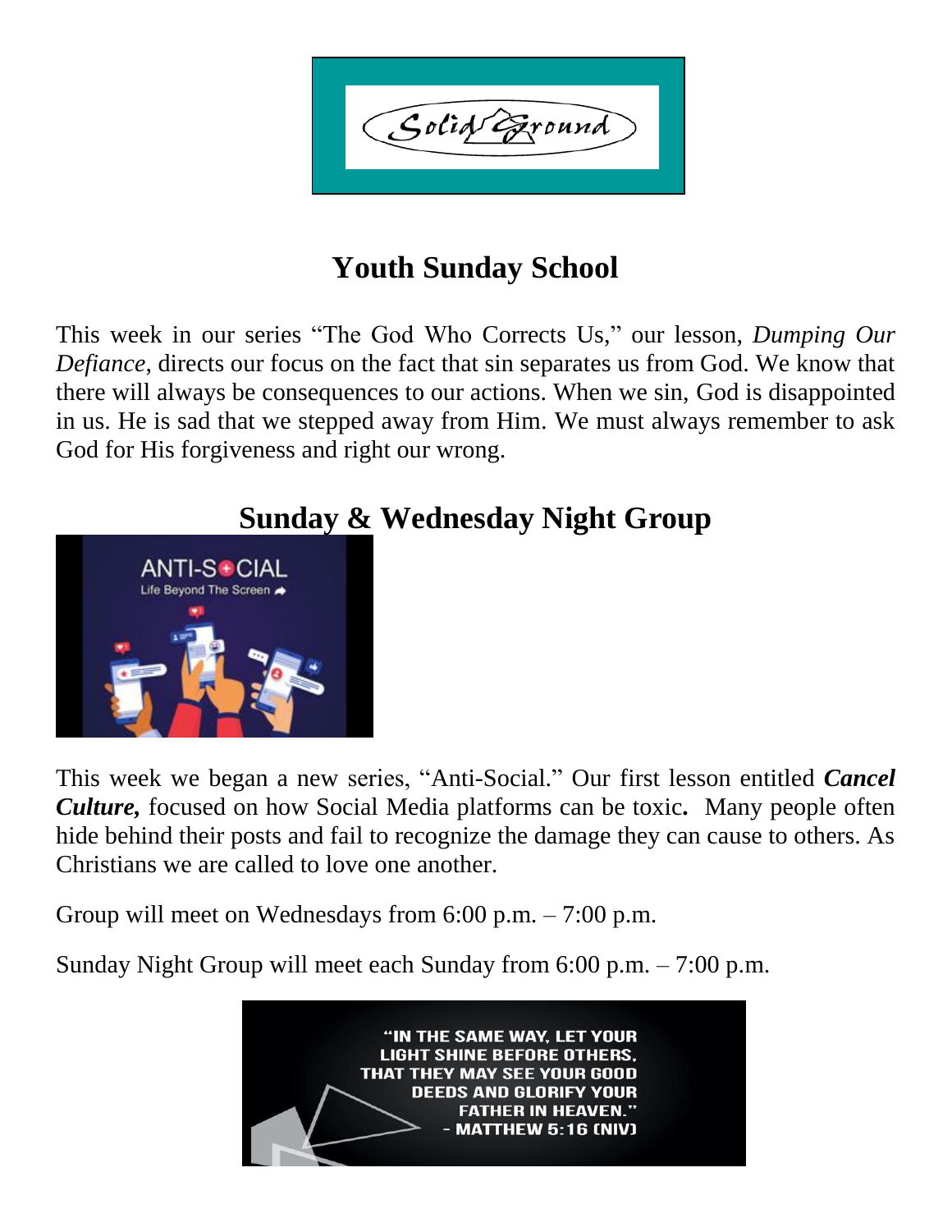Solid Ground

# Youth Sunday School

This week in our series "The God Who Corrects Us," our lesson, *Dumping Our Defiance*, directs our focus on the fact that sin separates us from God. We know that there will always be consequences to our actions. When we sin, God is disappointed in us. He is sad that we stepped away from Him. We must always remember to ask God for His forgiveness and right our wrong.

# Sunday & Wednesday Night Group

ANTI-SOCIAL
Life Beyond The Screen

This week we began a new series, "Anti-Social." Our first lesson entitled ***Cancel Culture,*** focused on how Social Media platforms can be toxic**.** Many people often hide behind their posts and fail to recognize the damage they can cause to others. As Christians we are called to love one another.

Group will meet on Wednesdays from 6:00 p.m. – 7:00 p.m.

Sunday Night Group will meet each Sunday from 6:00 p.m. – 7:00 p.m.

"IN THE SAME WAY, LET YOUR LIGHT SHINE BEFORE OTHERS, THAT THEY MAY SEE YOUR GOOD DEEDS AND GLORIFY YOUR FATHER IN HEAVEN."
- MATTHEW 5:16 (NIV)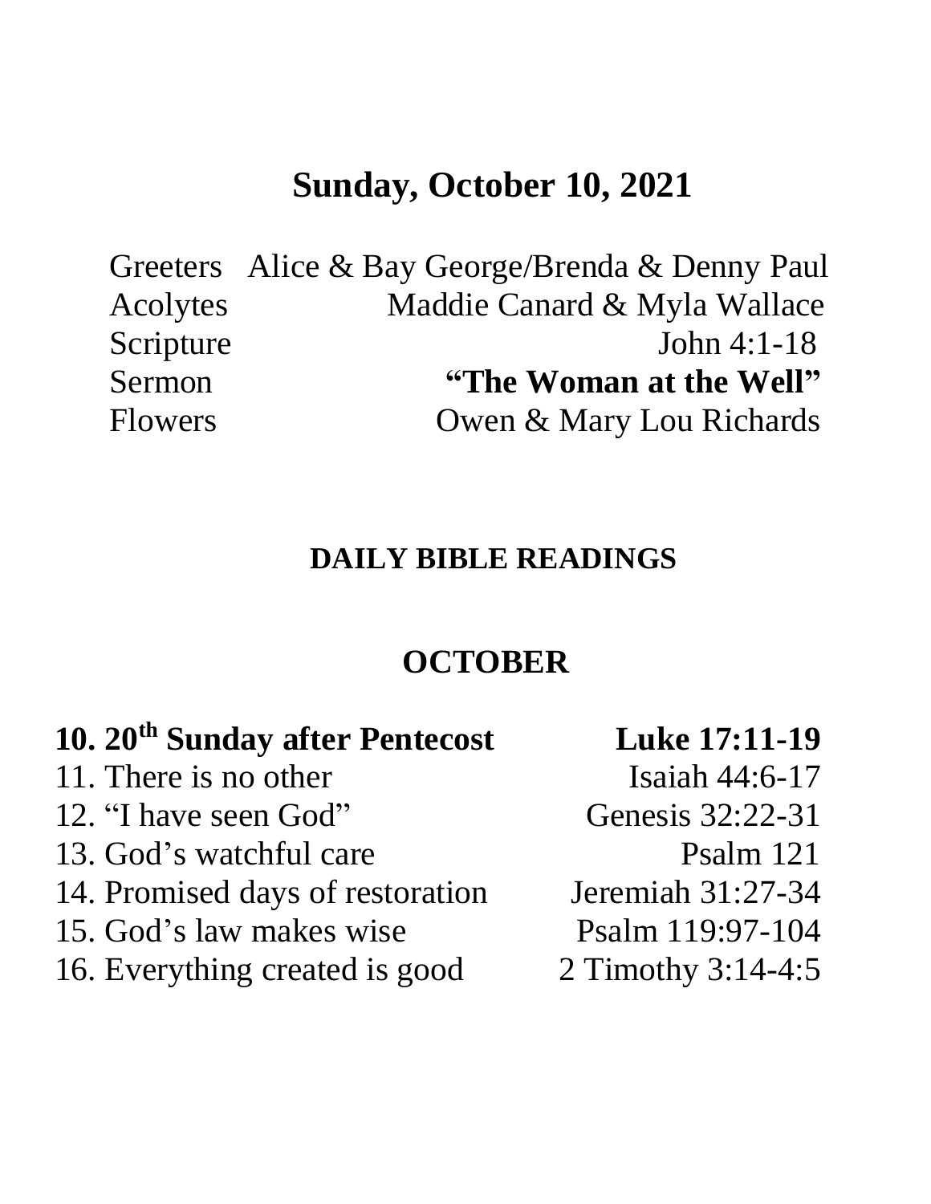## Sunday, October 10, 2021

| | |
|---|---|
| Greeters | Alice & Bay George/Brenda & Denny Paul |
| Acolytes | Maddie Canard & Myla Wallace |
| Scripture | John 4:1-18 |
| Sermon | **"The Woman at the Well"** |
| Flowers | Owen & Mary Lou Richards |

### DAILY BIBLE READINGS

### OCTOBER

| | |
|---|---|
| **10. 20th Sunday after Pentecost** | **Luke 17:11-19** |
| 11. There is no other | Isaiah 44:6-17 |
| 12. "I have seen God" | Genesis 32:22-31 |
| 13. God's watchful care | Psalm 121 |
| 14. Promised days of restoration | Jeremiah 31:27-34 |
| 15. God's law makes wise | Psalm 119:97-104 |
| 16. Everything created is good | 2 Timothy 3:14-4:5 |